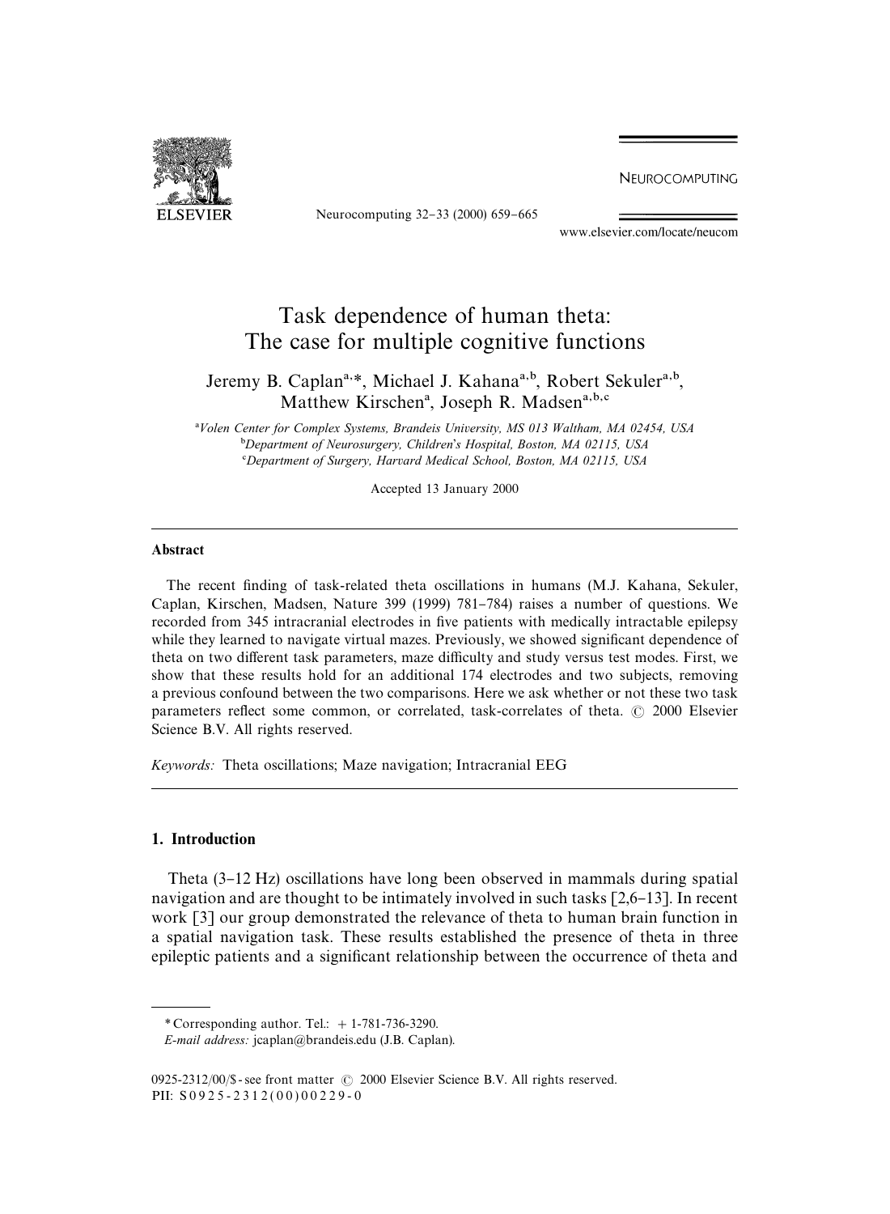# Task dependence of human theta: The case for multiple cognitive functions

Jeremy B. Caplan[a,*], Michael J. Kahana[a,b], Robert Sekuler[a,b], Matthew Kirschen[a], Joseph R. Madsen[a,b,c]

[a] *Volen Center for Complex Systems, Brandeis University, MS 013 Waltham, MA 02454, USA*
[b] *Department of Neurosurgery, Children's Hospital, Boston, MA 02115, USA*
[c] *Department of Surgery, Harvard Medical School, Boston, MA 02115, USA*

Accepted 13 January 2000

## Abstract

The recent finding of task-related theta oscillations in humans (M.J. Kahana, Sekuler, Caplan, Kirschen, Madsen, Nature 399 (1999) 781–784) raises a number of questions. We recorded from 345 intracranial electrodes in five patients with medically intractable epilepsy while they learned to navigate virtual mazes. Previously, we showed significant dependence of theta on two different task parameters, maze difficulty and study versus test modes. First, we show that these results hold for an additional 174 electrodes and two subjects, removing a previous confound between the two comparisons. Here we ask whether or not these two task parameters reflect some common, or correlated, task-correlates of theta. © 2000 Elsevier Science B.V. All rights reserved.

*Keywords:* Theta oscillations; Maze navigation; Intracranial EEG

## 1. Introduction

Theta (3–12 Hz) oscillations have long been observed in mammals during spatial navigation and are thought to be intimately involved in such tasks [2,6–13]. In recent work [3] our group demonstrated the relevance of theta to human brain function in a spatial navigation task. These results established the presence of theta in three epileptic patients and a significant relationship between the occurrence of theta and

* Corresponding author. Tel.: + 1-781-736-3290.
*E-mail address:* jcaplan@brandeis.edu (J.B. Caplan).

0925-2312/00/$ - see front matter © 2000 Elsevier Science B.V. All rights reserved.
PII: S0925-2312(00)00229-0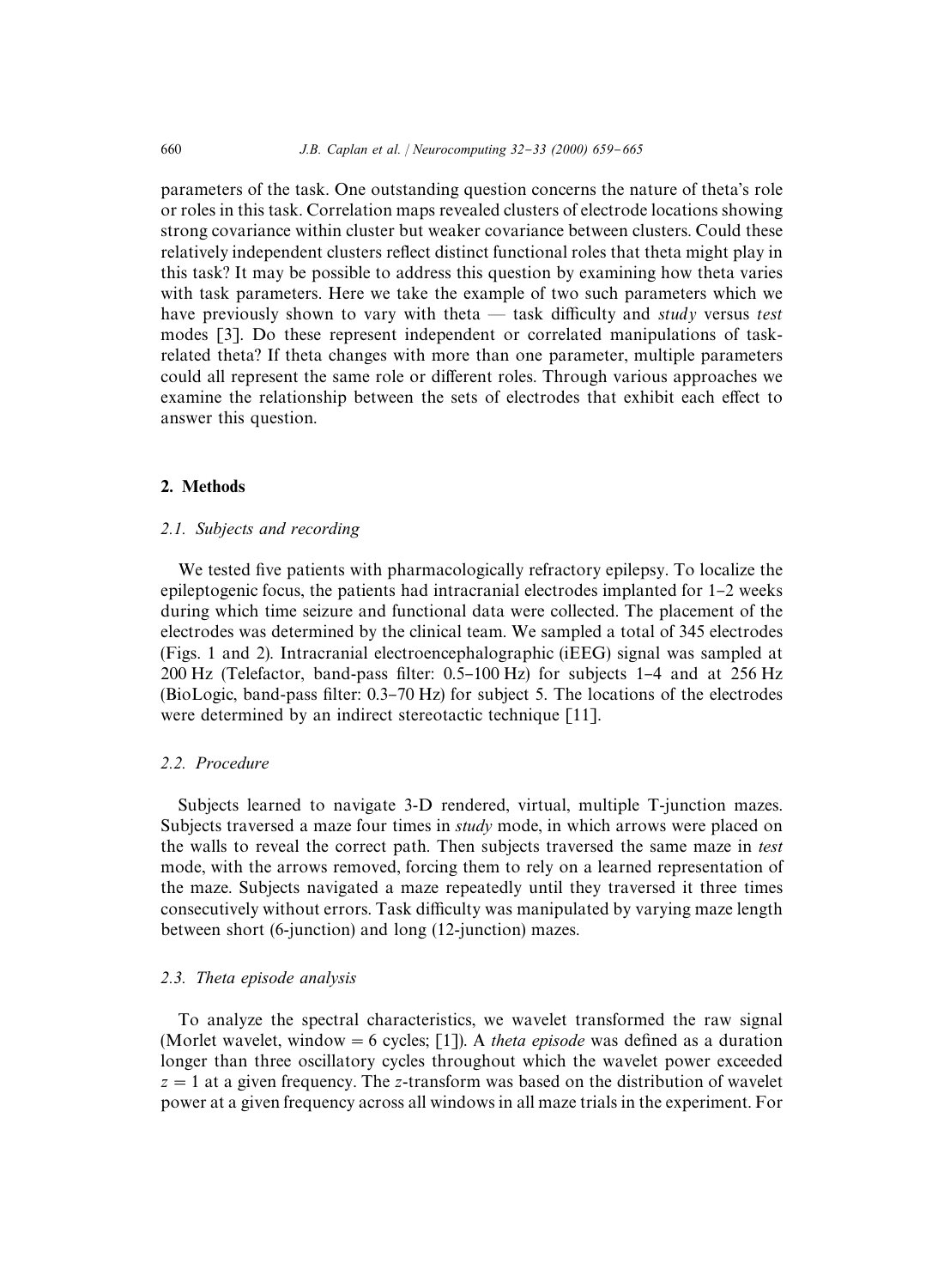parameters of the task. One outstanding question concerns the nature of theta's role or roles in this task. Correlation maps revealed clusters of electrode locations showing strong covariance within cluster but weaker covariance between clusters. Could these relatively independent clusters reflect distinct functional roles that theta might play in this task? It may be possible to address this question by examining how theta varies with task parameters. Here we take the example of two such parameters which we have previously shown to vary with theta — task difficulty and *study* versus *test* modes [3]. Do these represent independent or correlated manipulations of task-related theta? If theta changes with more than one parameter, multiple parameters could all represent the same role or different roles. Through various approaches we examine the relationship between the sets of electrodes that exhibit each effect to answer this question.

## 2. Methods

### 2.1. Subjects and recording

We tested five patients with pharmacologically refractory epilepsy. To localize the epileptogenic focus, the patients had intracranial electrodes implanted for 1–2 weeks during which time seizure and functional data were collected. The placement of the electrodes was determined by the clinical team. We sampled a total of 345 electrodes (Figs. 1 and 2). Intracranial electroencephalographic (iEEG) signal was sampled at 200 Hz (Telefactor, band-pass filter: 0.5–100 Hz) for subjects 1–4 and at 256 Hz (BioLogic, band-pass filter: 0.3–70 Hz) for subject 5. The locations of the electrodes were determined by an indirect stereotactic technique [11].

### 2.2. Procedure

Subjects learned to navigate 3-D rendered, virtual, multiple T-junction mazes. Subjects traversed a maze four times in *study* mode, in which arrows were placed on the walls to reveal the correct path. Then subjects traversed the same maze in *test* mode, with the arrows removed, forcing them to rely on a learned representation of the maze. Subjects navigated a maze repeatedly until they traversed it three times consecutively without errors. Task difficulty was manipulated by varying maze length between short (6-junction) and long (12-junction) mazes.

### 2.3. Theta episode analysis

To analyze the spectral characteristics, we wavelet transformed the raw signal (Morlet wavelet, window = 6 cycles; [1]). A *theta episode* was defined as a duration longer than three oscillatory cycles throughout which the wavelet power exceeded $z = 1$ at a given frequency. The $z$-transform was based on the distribution of wavelet power at a given frequency across all windows in all maze trials in the experiment. For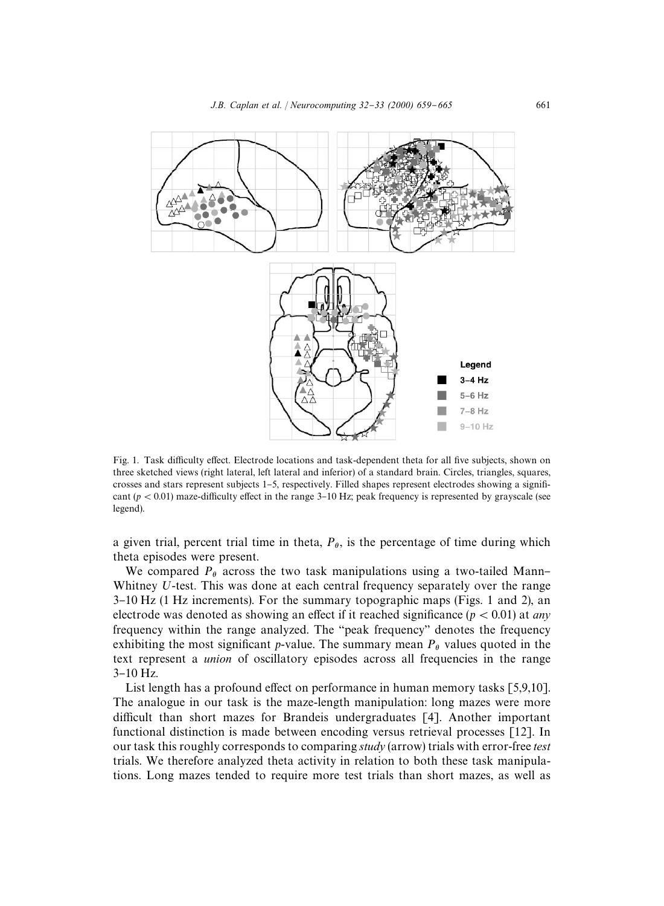Legend

3–4 Hz

5–6 Hz

7–8 Hz

9–10 Hz

Fig. 1. Task difficulty effect. Electrode locations and task-dependent theta for all five subjects, shown on three sketched views (right lateral, left lateral and inferior) of a standard brain. Circles, triangles, squares, crosses and stars represent subjects 1–5, respectively. Filled shapes represent electrodes showing a significant ($p < 0.01$) maze-difficulty effect in the range 3–10 Hz; peak frequency is represented by grayscale (see legend).

a given trial, percent trial time in theta, $P_\theta$, is the percentage of time during which theta episodes were present.

We compared $P_\theta$ across the two task manipulations using a two-tailed Mann–Whitney $U$-test. This was done at each central frequency separately over the range 3–10 Hz (1 Hz increments). For the summary topographic maps (Figs. 1 and 2), an electrode was denoted as showing an effect if it reached significance ($p < 0.01$) at *any* frequency within the range analyzed. The "peak frequency" denotes the frequency exhibiting the most significant $p$-value. The summary mean $P_\theta$ values quoted in the text represent a *union* of oscillatory episodes across all frequencies in the range 3–10 Hz.

List length has a profound effect on performance in human memory tasks [5,9,10]. The analogue in our task is the maze-length manipulation: long mazes were more difficult than short mazes for Brandeis undergraduates [4]. Another important functional distinction is made between encoding versus retrieval processes [12]. In our task this roughly corresponds to comparing *study* (arrow) trials with error-free *test* trials. We therefore analyzed theta activity in relation to both these task manipulations. Long mazes tended to require more test trials than short mazes, as well as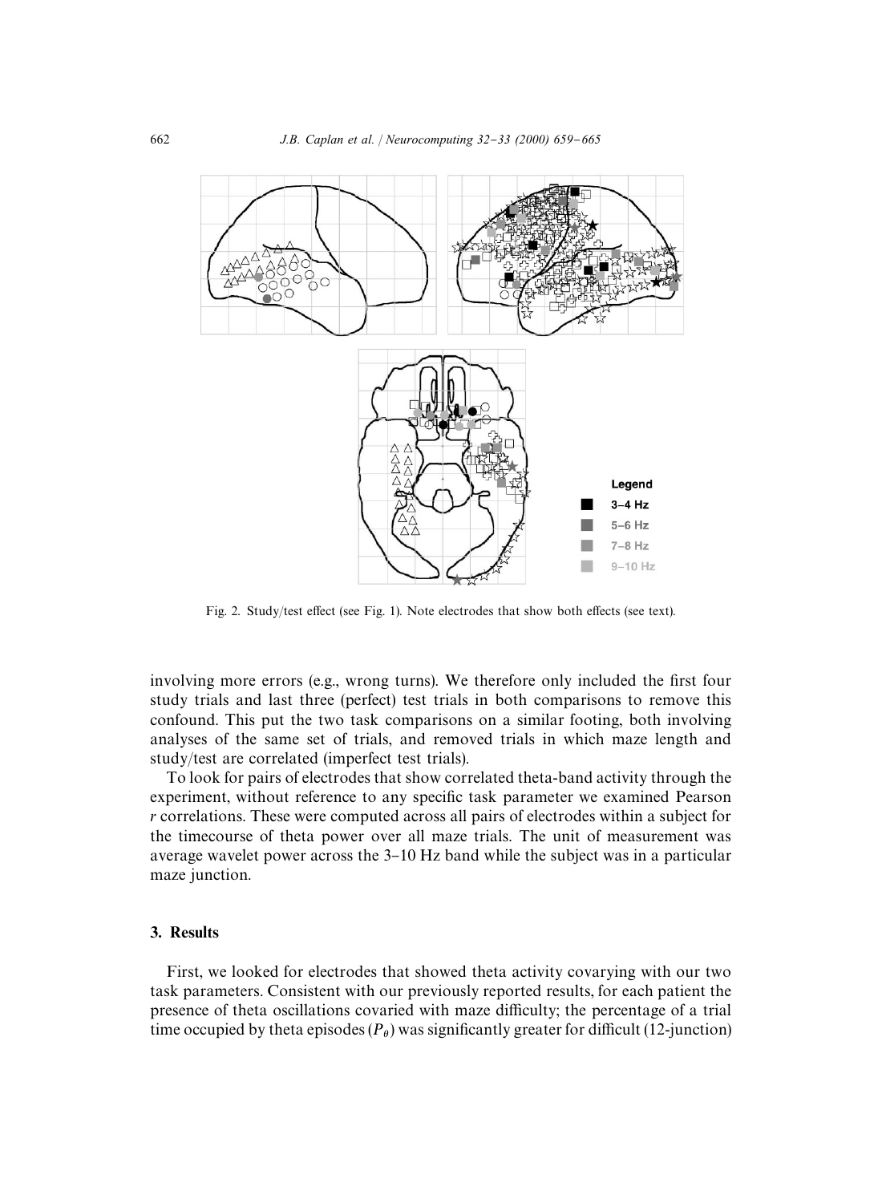Legend

3–4 Hz

5–6 Hz

7–8 Hz

9–10 Hz

Fig. 2. Study/test effect (see Fig. 1). Note electrodes that show both effects (see text).

involving more errors (e.g., wrong turns). We therefore only included the first four study trials and last three (perfect) test trials in both comparisons to remove this confound. This put the two task comparisons on a similar footing, both involving analyses of the same set of trials, and removed trials in which maze length and study/test are correlated (imperfect test trials).

To look for pairs of electrodes that show correlated theta-band activity through the experiment, without reference to any specific task parameter we examined Pearson $r$ correlations. These were computed across all pairs of electrodes within a subject for the timecourse of theta power over all maze trials. The unit of measurement was average wavelet power across the 3–10 Hz band while the subject was in a particular maze junction.

## 3. Results

First, we looked for electrodes that showed theta activity covarying with our two task parameters. Consistent with our previously reported results, for each patient the presence of theta oscillations covaried with maze difficulty; the percentage of a trial time occupied by theta episodes ($P_\theta$) was significantly greater for difficult (12-junction)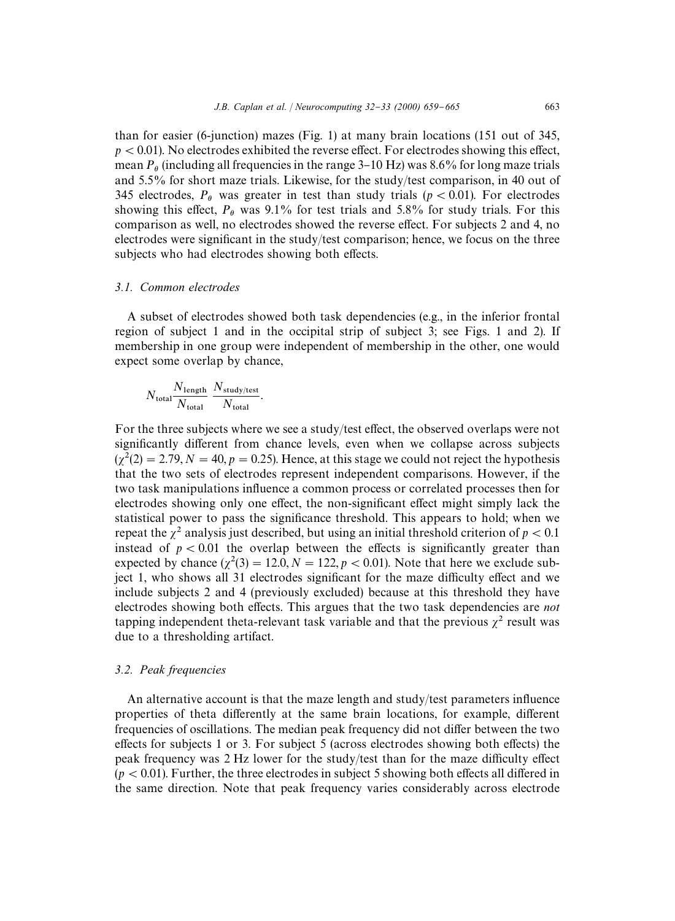than for easier (6-junction) mazes (Fig. 1) at many brain locations (151 out of 345, $p < 0.01$). No electrodes exhibited the reverse effect. For electrodes showing this effect, mean $P_\theta$ (including all frequencies in the range 3–10 Hz) was 8.6% for long maze trials and 5.5% for short maze trials. Likewise, for the study/test comparison, in 40 out of 345 electrodes, $P_\theta$ was greater in test than study trials ($p < 0.01$). For electrodes showing this effect, $P_\theta$ was 9.1% for test trials and 5.8% for study trials. For this comparison as well, no electrodes showed the reverse effect. For subjects 2 and 4, no electrodes were significant in the study/test comparison; hence, we focus on the three subjects who had electrodes showing both effects.

### 3.1. Common electrodes

A subset of electrodes showed both task dependencies (e.g., in the inferior frontal region of subject 1 and in the occipital strip of subject 3; see Figs. 1 and 2). If membership in one group were independent of membership in the other, one would expect some overlap by chance,

$$N_{\text{total}} \frac{N_{\text{length}}}{N_{\text{total}}} \frac{N_{\text{study/test}}}{N_{\text{total}}}.$$

For the three subjects where we see a study/test effect, the observed overlaps were not significantly different from chance levels, even when we collapse across subjects ($\chi^2(2) = 2.79, N = 40, p = 0.25$). Hence, at this stage we could not reject the hypothesis that the two sets of electrodes represent independent comparisons. However, if the two task manipulations influence a common process or correlated processes then for electrodes showing only one effect, the non-significant effect might simply lack the statistical power to pass the significance threshold. This appears to hold; when we repeat the $\chi^2$ analysis just described, but using an initial threshold criterion of $p < 0.1$ instead of $p < 0.01$ the overlap between the effects is significantly greater than expected by chance ($\chi^2(3) = 12.0, N = 122, p < 0.01$). Note that here we exclude subject 1, who shows all 31 electrodes significant for the maze difficulty effect and we include subjects 2 and 4 (previously excluded) because at this threshold they have electrodes showing both effects. This argues that the two task dependencies are *not* tapping independent theta-relevant task variable and that the previous $\chi^2$ result was due to a thresholding artifact.

### 3.2. Peak frequencies

An alternative account is that the maze length and study/test parameters influence properties of theta differently at the same brain locations, for example, different frequencies of oscillations. The median peak frequency did not differ between the two effects for subjects 1 or 3. For subject 5 (across electrodes showing both effects) the peak frequency was 2 Hz lower for the study/test than for the maze difficulty effect ($p < 0.01$). Further, the three electrodes in subject 5 showing both effects all differed in the same direction. Note that peak frequency varies considerably across electrode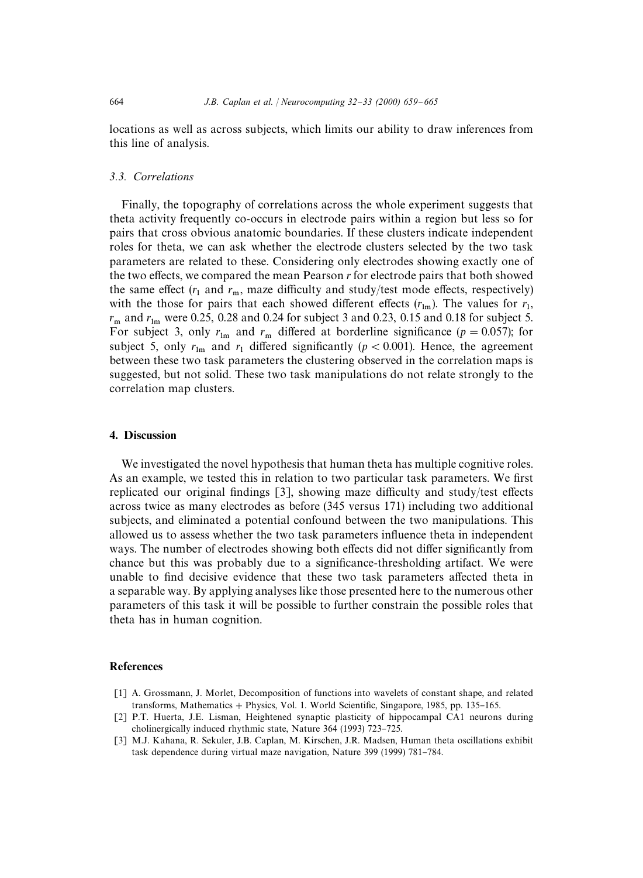locations as well as across subjects, which limits our ability to draw inferences from this line of analysis.

### 3.3. Correlations

Finally, the topography of correlations across the whole experiment suggests that theta activity frequently co-occurs in electrode pairs within a region but less so for pairs that cross obvious anatomic boundaries. If these clusters indicate independent roles for theta, we can ask whether the electrode clusters selected by the two task parameters are related to these. Considering only electrodes showing exactly one of the two effects, we compared the mean Pearson $r$ for electrode pairs that both showed the same effect ($r_{\mathrm{l}}$ and $r_{\mathrm{m}}$, maze difficulty and study/test mode effects, respectively) with the those for pairs that each showed different effects ($r_{\mathrm{lm}}$). The values for $r_{\mathrm{l}}$, $r_{\mathrm{m}}$ and $r_{\mathrm{lm}}$ were 0.25, 0.28 and 0.24 for subject 3 and 0.23, 0.15 and 0.18 for subject 5. For subject 3, only $r_{\mathrm{lm}}$ and $r_{\mathrm{m}}$ differed at borderline significance ($p = 0.057$); for subject 5, only $r_{\mathrm{lm}}$ and $r_{\mathrm{l}}$ differed significantly ($p < 0.001$). Hence, the agreement between these two task parameters the clustering observed in the correlation maps is suggested, but not solid. These two task manipulations do not relate strongly to the correlation map clusters.

## 4. Discussion

We investigated the novel hypothesis that human theta has multiple cognitive roles. As an example, we tested this in relation to two particular task parameters. We first replicated our original findings [3], showing maze difficulty and study/test effects across twice as many electrodes as before (345 versus 171) including two additional subjects, and eliminated a potential confound between the two manipulations. This allowed us to assess whether the two task parameters influence theta in independent ways. The number of electrodes showing both effects did not differ significantly from chance but this was probably due to a significance-thresholding artifact. We were unable to find decisive evidence that these two task parameters affected theta in a separable way. By applying analyses like those presented here to the numerous other parameters of this task it will be possible to further constrain the possible roles that theta has in human cognition.

## References

[1] A. Grossmann, J. Morlet, Decomposition of functions into wavelets of constant shape, and related transforms, Mathematics + Physics, Vol. 1. World Scientific, Singapore, 1985, pp. 135–165.

[2] P.T. Huerta, J.E. Lisman, Heightened synaptic plasticity of hippocampal CA1 neurons during cholinergically induced rhythmic state, Nature 364 (1993) 723–725.

[3] M.J. Kahana, R. Sekuler, J.B. Caplan, M. Kirschen, J.R. Madsen, Human theta oscillations exhibit task dependence during virtual maze navigation, Nature 399 (1999) 781–784.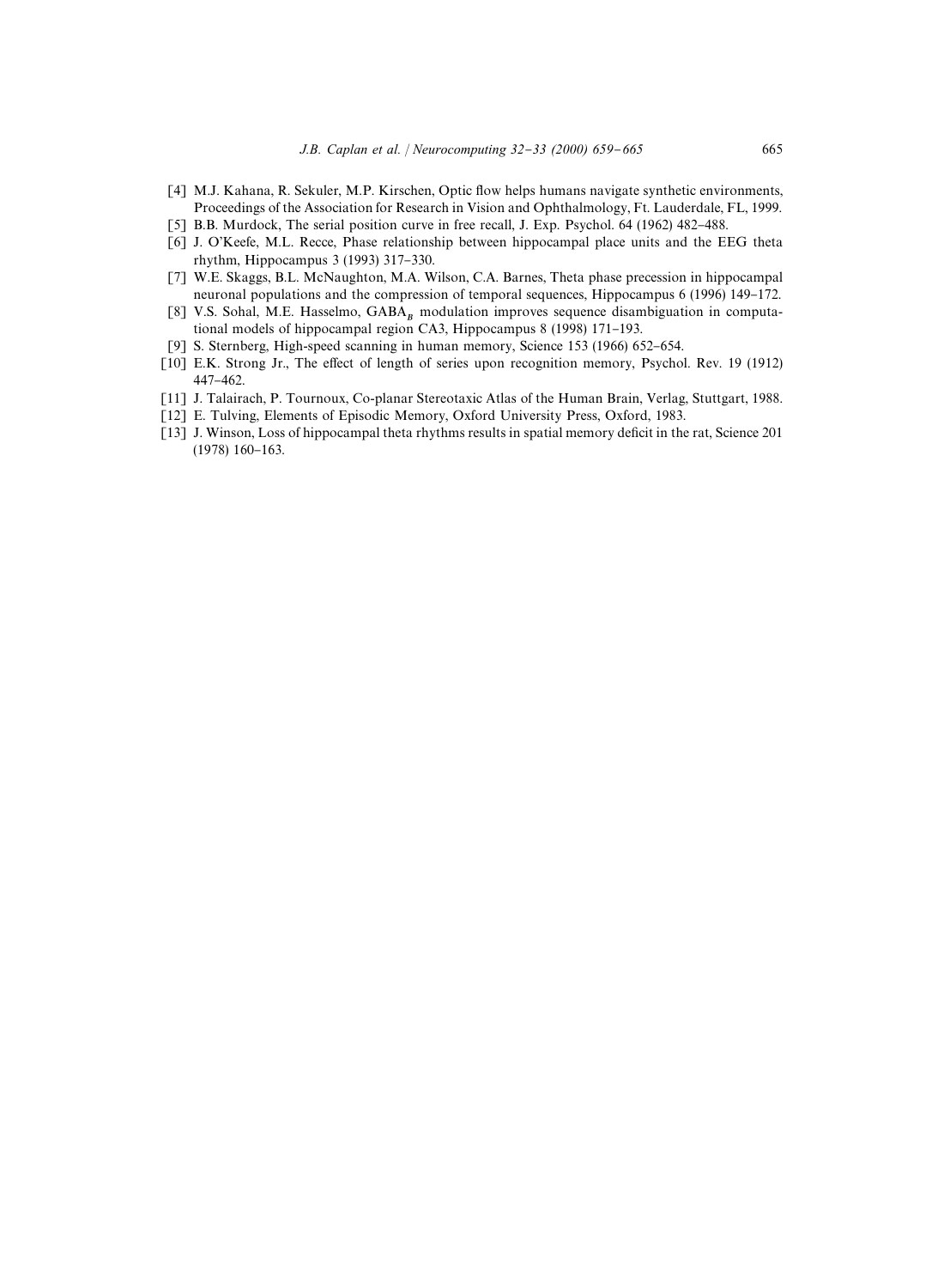[4] M.J. Kahana, R. Sekuler, M.P. Kirschen, Optic flow helps humans navigate synthetic environments, Proceedings of the Association for Research in Vision and Ophthalmology, Ft. Lauderdale, FL, 1999.

[5] B.B. Murdock, The serial position curve in free recall, J. Exp. Psychol. 64 (1962) 482–488.

[6] J. O'Keefe, M.L. Recce, Phase relationship between hippocampal place units and the EEG theta rhythm, Hippocampus 3 (1993) 317–330.

[7] W.E. Skaggs, B.L. McNaughton, M.A. Wilson, C.A. Barnes, Theta phase precession in hippocampal neuronal populations and the compression of temporal sequences, Hippocampus 6 (1996) 149–172.

[8] V.S. Sohal, M.E. Hasselmo, $GABA_B$ modulation improves sequence disambiguation in computational models of hippocampal region CA3, Hippocampus 8 (1998) 171–193.

[9] S. Sternberg, High-speed scanning in human memory, Science 153 (1966) 652–654.

[10] E.K. Strong Jr., The effect of length of series upon recognition memory, Psychol. Rev. 19 (1912) 447–462.

[11] J. Talairach, P. Tournoux, Co-planar Stereotaxic Atlas of the Human Brain, Verlag, Stuttgart, 1988.

[12] E. Tulving, Elements of Episodic Memory, Oxford University Press, Oxford, 1983.

[13] J. Winson, Loss of hippocampal theta rhythms results in spatial memory deficit in the rat, Science 201 (1978) 160–163.